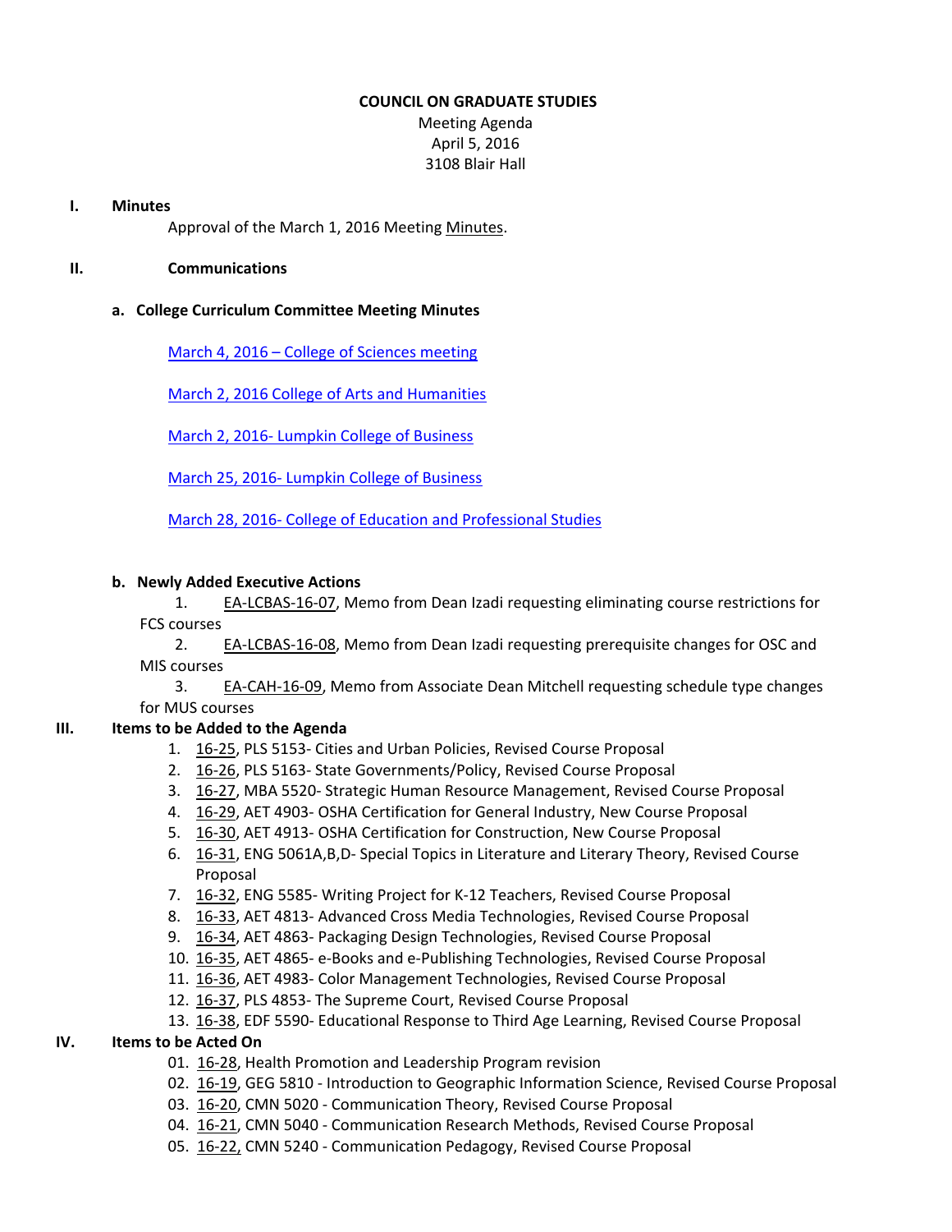# COUNCIL ON GRADUATE STUDIES

Meeting Agenda
April 5, 2016
3108 Blair Hall

## I. Minutes

Approval of the March 1, 2016 Meeting Minutes.

## II. Communications

### a. College Curriculum Committee Meeting Minutes

March 4, 2016 – College of Sciences meeting

March 2, 2016 College of Arts and Humanities

March 2, 2016- Lumpkin College of Business

March 25, 2016- Lumpkin College of Business

March 28, 2016- College of Education and Professional Studies

### b. Newly Added Executive Actions

1. EA-LCBAS-16-07, Memo from Dean Izadi requesting eliminating course restrictions for FCS courses
2. EA-LCBAS-16-08, Memo from Dean Izadi requesting prerequisite changes for OSC and MIS courses
3. EA-CAH-16-09, Memo from Associate Dean Mitchell requesting schedule type changes for MUS courses

## III. Items to be Added to the Agenda

1. 16-25, PLS 5153- Cities and Urban Policies, Revised Course Proposal
2. 16-26, PLS 5163- State Governments/Policy, Revised Course Proposal
3. 16-27, MBA 5520- Strategic Human Resource Management, Revised Course Proposal
4. 16-29, AET 4903- OSHA Certification for General Industry, New Course Proposal
5. 16-30, AET 4913- OSHA Certification for Construction, New Course Proposal
6. 16-31, ENG 5061A,B,D- Special Topics in Literature and Literary Theory, Revised Course Proposal
7. 16-32, ENG 5585- Writing Project for K-12 Teachers, Revised Course Proposal
8. 16-33, AET 4813- Advanced Cross Media Technologies, Revised Course Proposal
9. 16-34, AET 4863- Packaging Design Technologies, Revised Course Proposal
10. 16-35, AET 4865- e-Books and e-Publishing Technologies, Revised Course Proposal
11. 16-36, AET 4983- Color Management Technologies, Revised Course Proposal
12. 16-37, PLS 4853- The Supreme Court, Revised Course Proposal
13. 16-38, EDF 5590- Educational Response to Third Age Learning, Revised Course Proposal

## IV. Items to be Acted On

01. 16-28, Health Promotion and Leadership Program revision
02. 16-19, GEG 5810 - Introduction to Geographic Information Science, Revised Course Proposal
03. 16-20, CMN 5020 - Communication Theory, Revised Course Proposal
04. 16-21, CMN 5040 - Communication Research Methods, Revised Course Proposal
05. 16-22, CMN 5240 - Communication Pedagogy, Revised Course Proposal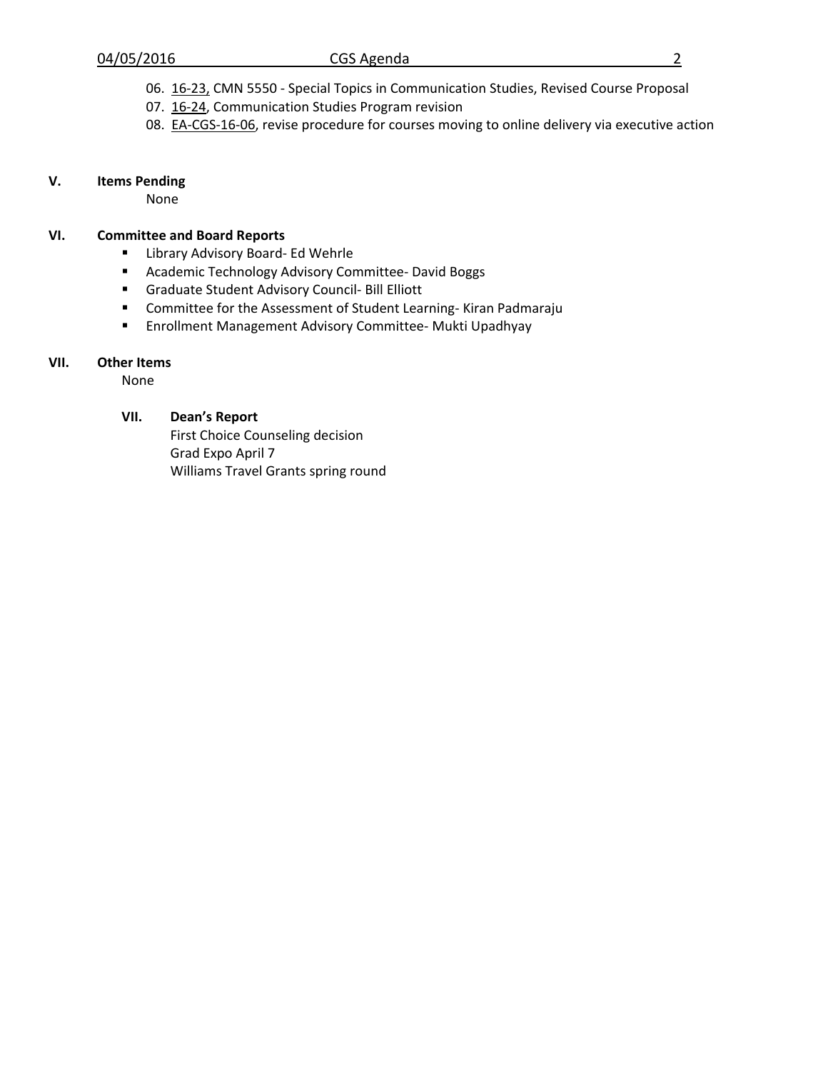06. 16-23, CMN 5550 - Special Topics in Communication Studies, Revised Course Proposal
07. 16-24, Communication Studies Program revision
08. EA-CGS-16-06, revise procedure for courses moving to online delivery via executive action

## V. Items Pending

None

## VI. Committee and Board Reports

- Library Advisory Board- Ed Wehrle
- Academic Technology Advisory Committee- David Boggs
- Graduate Student Advisory Council- Bill Elliott
- Committee for the Assessment of Student Learning- Kiran Padmaraju
- Enrollment Management Advisory Committee- Mukti Upadhyay

## VII. Other Items

None

### VII. Dean's Report

First Choice Counseling decision
Grad Expo April 7
Williams Travel Grants spring round